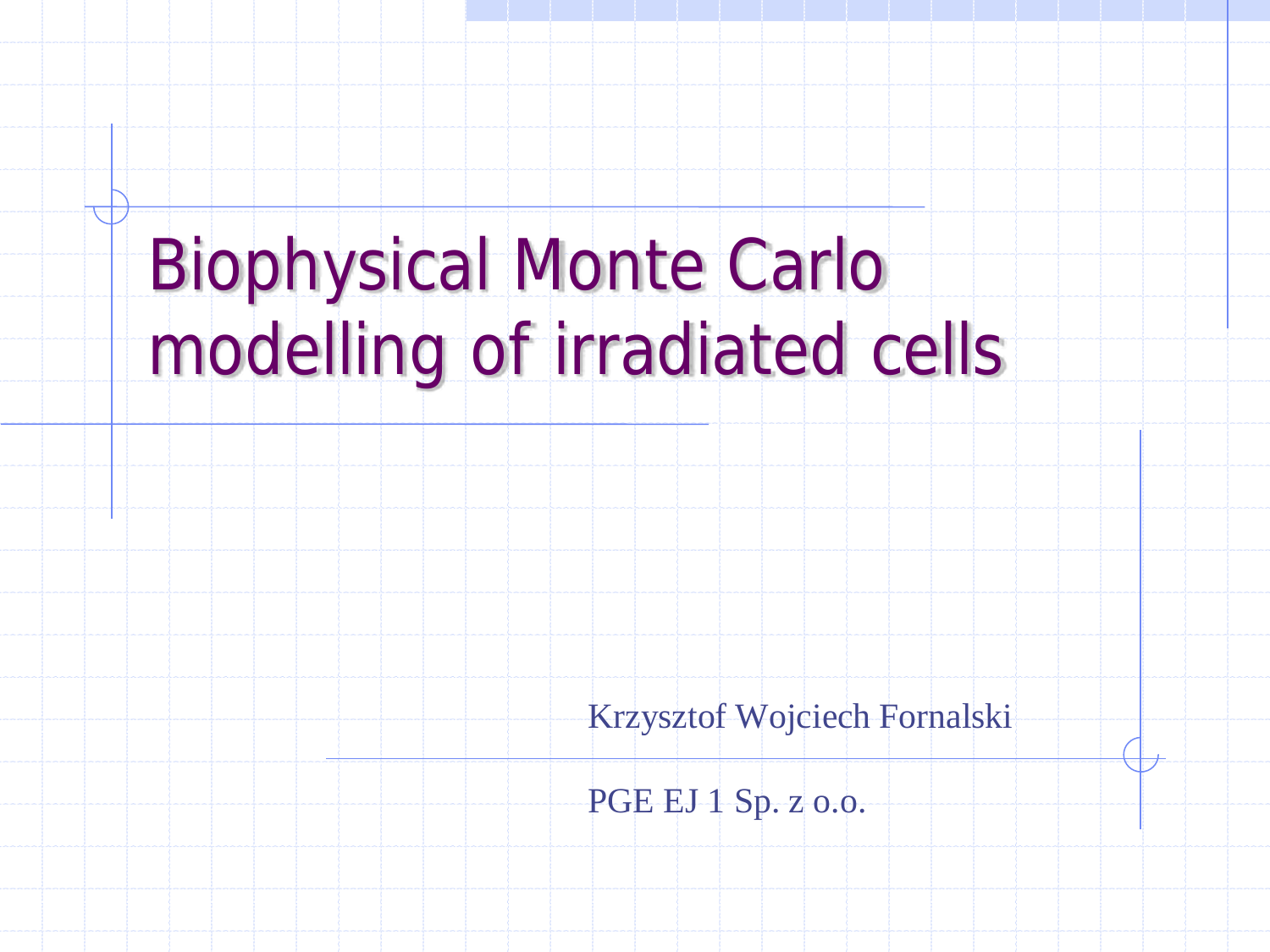# Biophysical Monte Carlo modelling of irradiated cells

Krzysztof Wojciech Fornalski

PGE EJ 1 Sp. z o.o.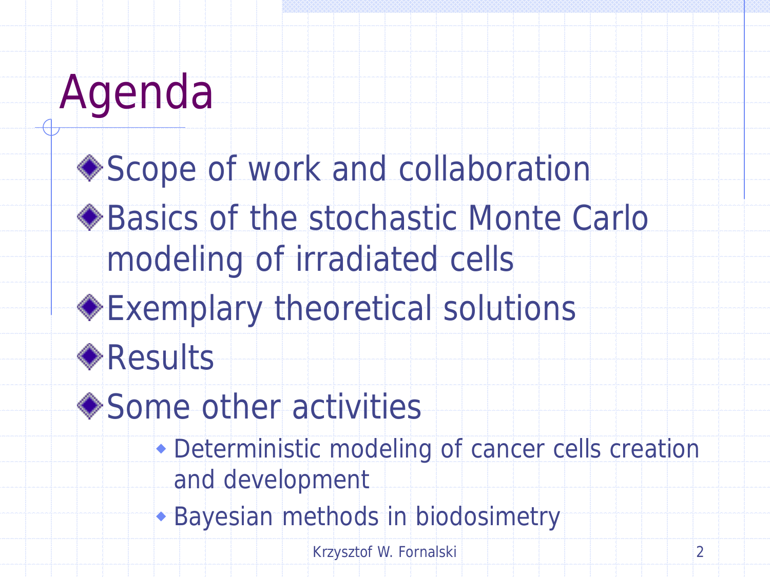# Agenda

- Scope of work and collaboration
- Basics of the stochastic Monte Carlo modeling of irradiated cells
- Exemplary theoretical solutions
- Results
- Some other activities
  - Deterministic modeling of cancer cells creation and development
  - Bayesian methods in biodosimetry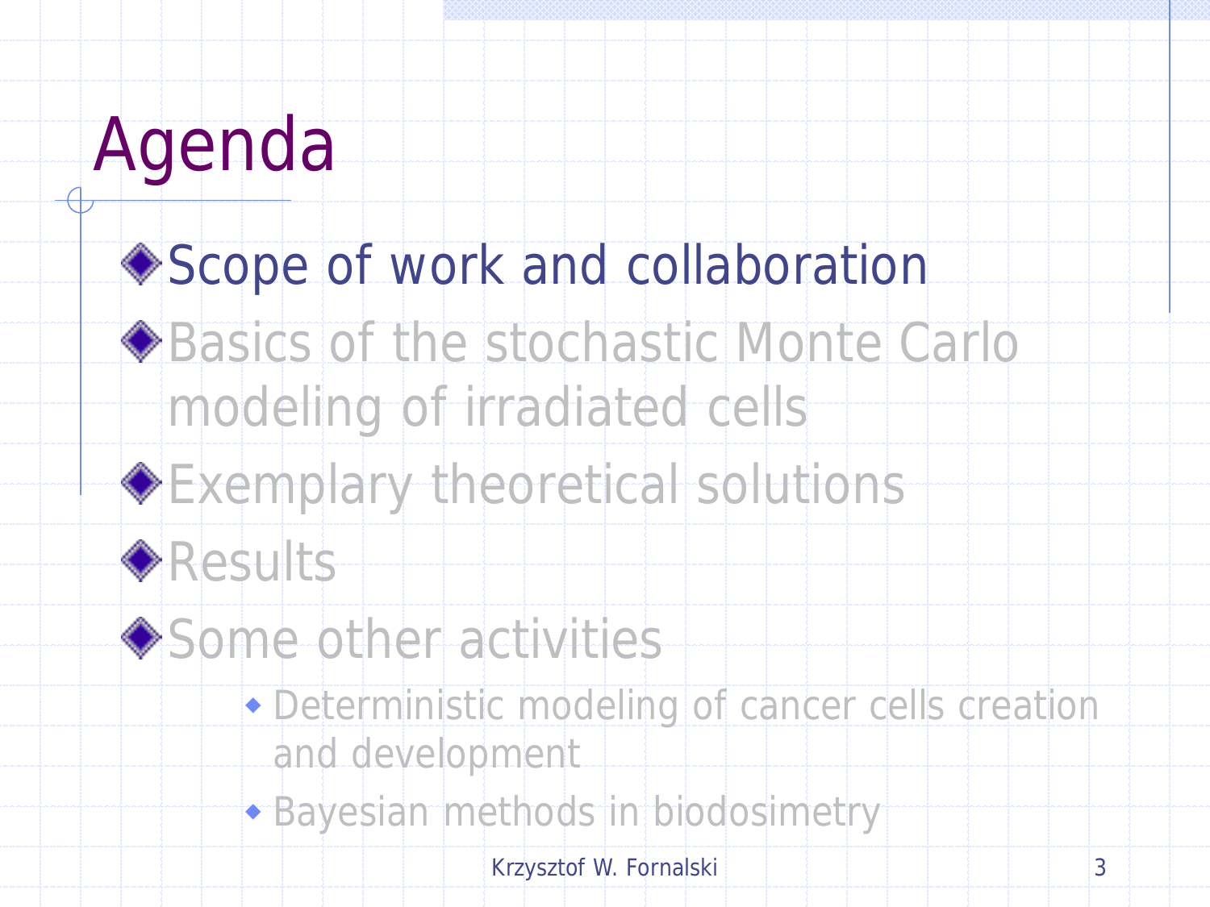# Agenda

- Scope of work and collaboration
- Basics of the stochastic Monte Carlo modeling of irradiated cells
- Exemplary theoretical solutions
- Results
- Some other activities
  - Deterministic modeling of cancer cells creation and development
  - Bayesian methods in biodosimetry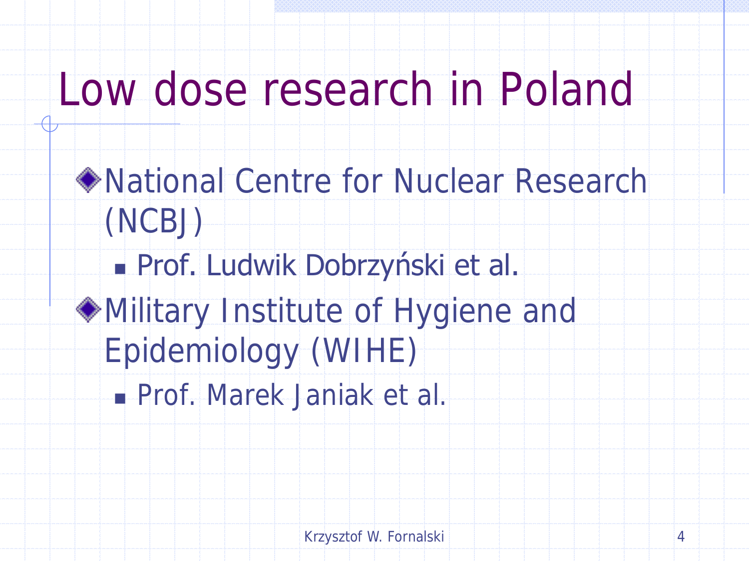# Low dose research in Poland

- National Centre for Nuclear Research (NCBJ)
  - Prof. Ludwik Dobrzyński et al.
- Military Institute of Hygiene and Epidemiology (WIHE)
  - Prof. Marek Janiak et al.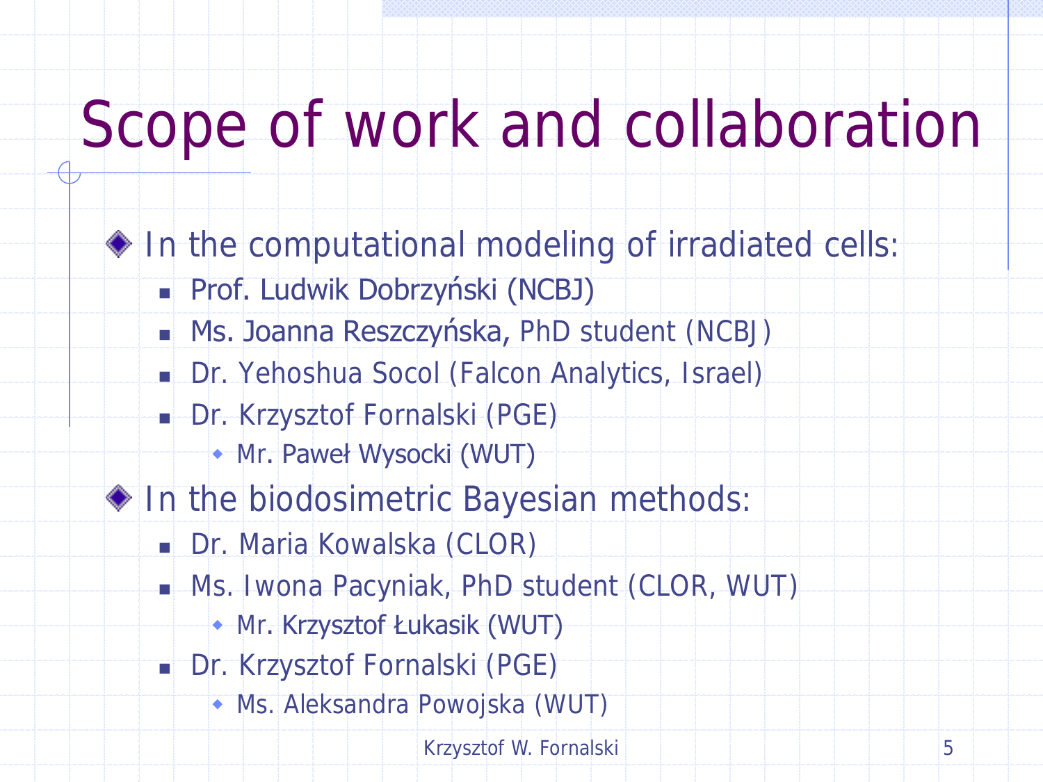# Scope of work and collaboration

- In the computational modeling of irradiated cells:
  - Prof. Ludwik Dobrzyński (NCBJ)
  - Ms. Joanna Reszczyńska, PhD student (NCBJ)
  - Dr. Yehoshua Socol (Falcon Analytics, Israel)
  - Dr. Krzysztof Fornalski (PGE)
    - Mr. Paweł Wysocki (WUT)
- In the biodosimetric Bayesian methods:
  - Dr. Maria Kowalska (CLOR)
  - Ms. Iwona Pacyniak, PhD student (CLOR, WUT)
    - Mr. Krzysztof Łukasik (WUT)
  - Dr. Krzysztof Fornalski (PGE)
    - Ms. Aleksandra Powojska (WUT)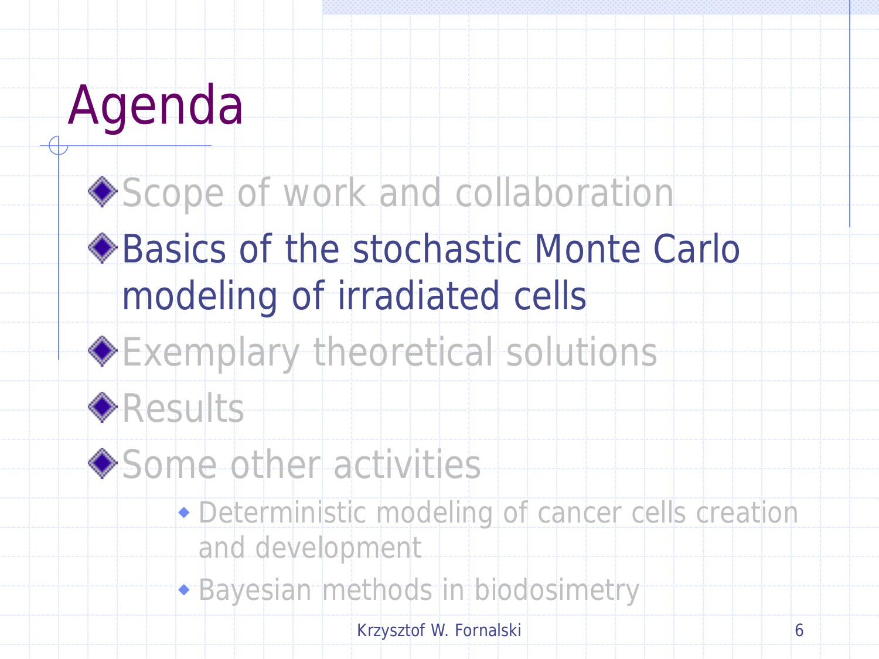# Agenda

- Scope of work and collaboration
- Basics of the stochastic Monte Carlo modeling of irradiated cells
- Exemplary theoretical solutions
- Results
- Some other activities
  - Deterministic modeling of cancer cells creation and development
  - Bayesian methods in biodosimetry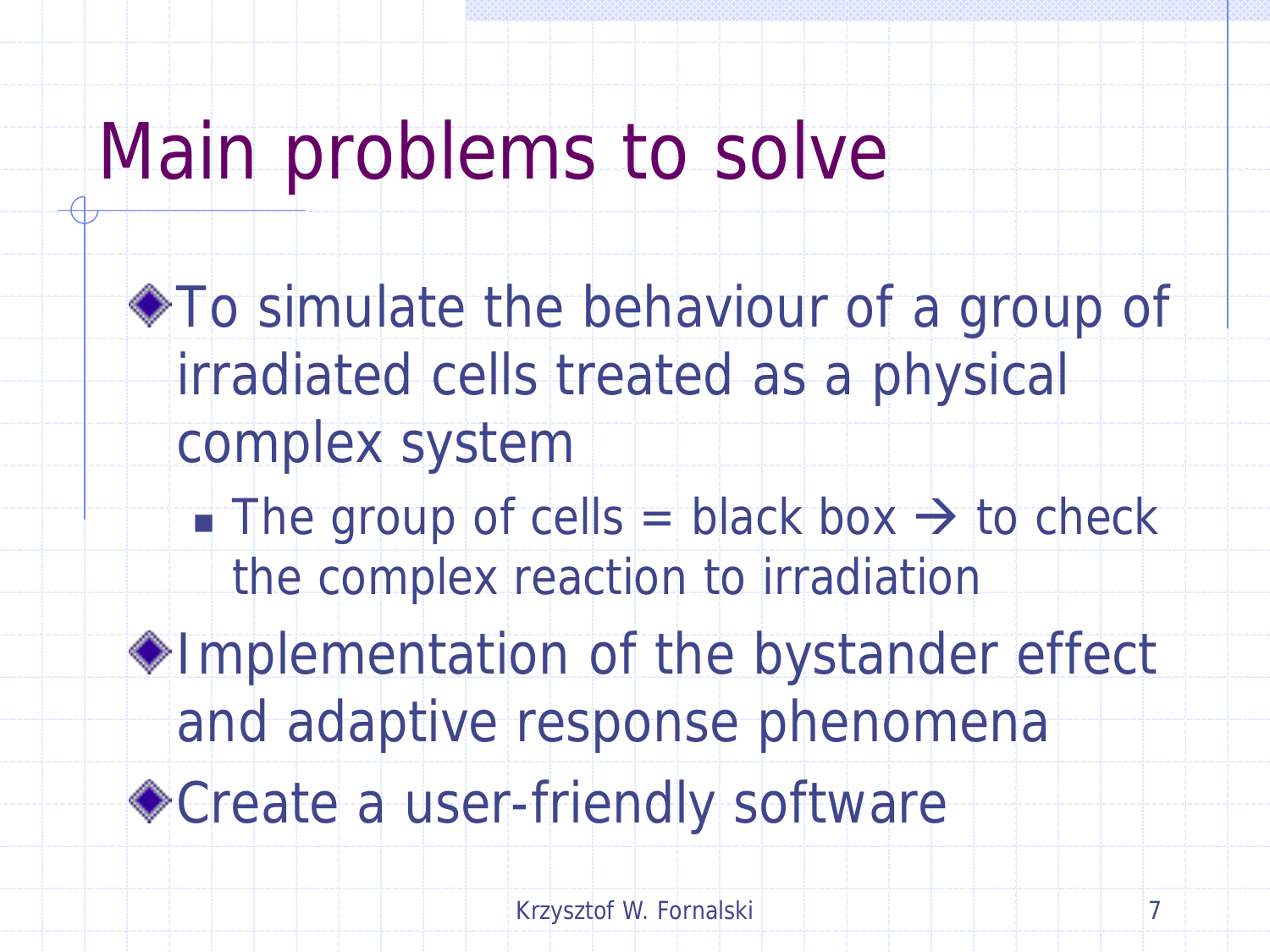# Main problems to solve

- To simulate the behaviour of a group of irradiated cells treated as a physical complex system
  - The group of cells = black box → to check the complex reaction to irradiation
- Implementation of the bystander effect and adaptive response phenomena
- Create a user-friendly software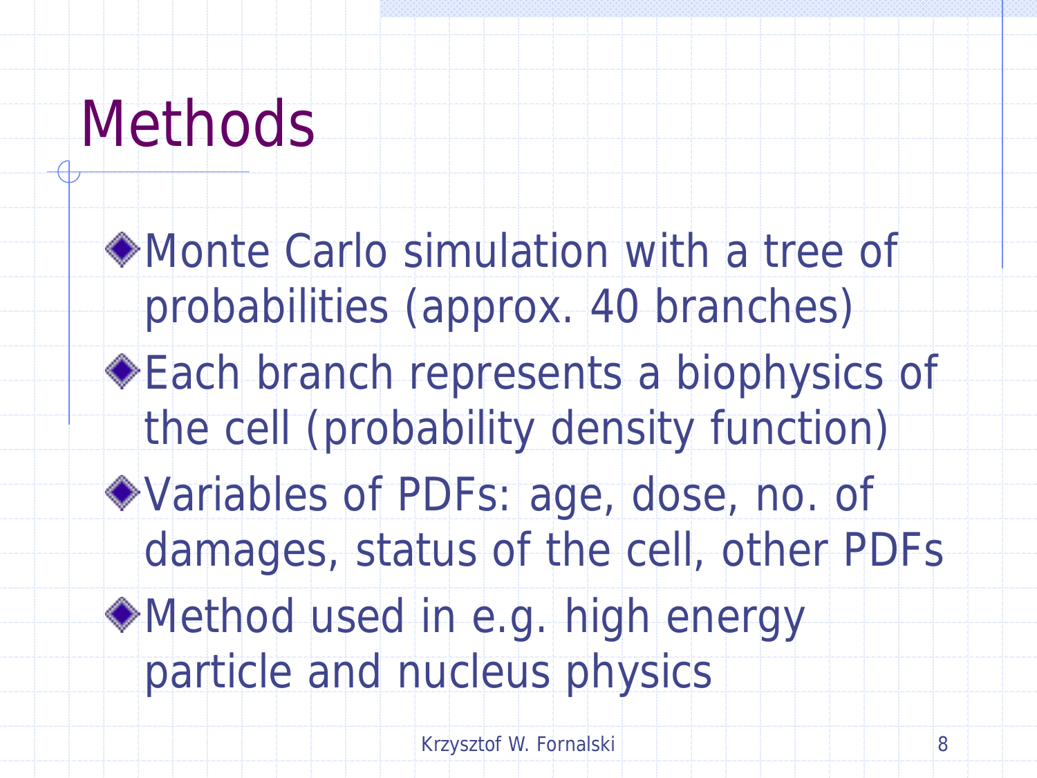# Methods

- Monte Carlo simulation with a tree of probabilities (approx. 40 branches)
- Each branch represents a biophysics of the cell (probability density function)
- Variables of PDFs: age, dose, no. of damages, status of the cell, other PDFs
- Method used in e.g. high energy particle and nucleus physics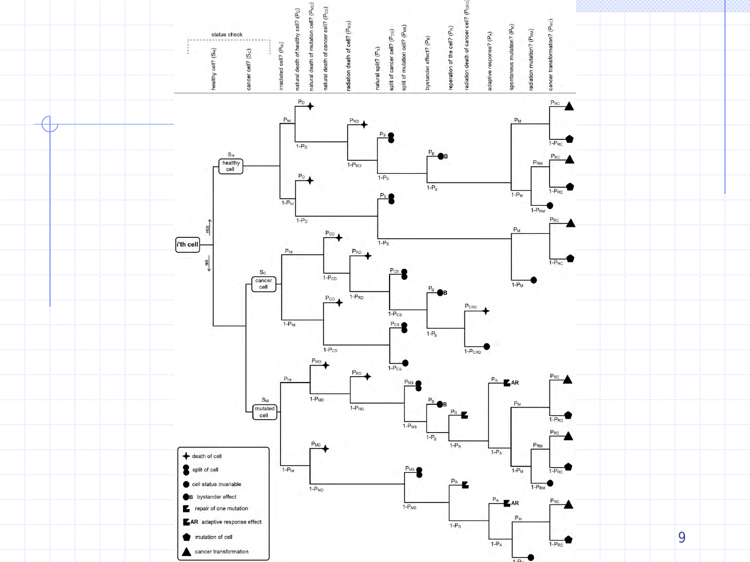status check

- healthy cell? ($S_H$)
- cancer cell? ($S_C$)
- irradiated cell? ($P_{IrI}$)
- natural death of healthy cell? ($P_D$)
- natural death of mutation cell? ($P_{MD}$)
- natural death of cancer cell? ($P_{CD}$)
- radiation death of cell? ($P_{RD}$)
- natural split? ($P_S$)
- split of cancer cell? ($P_{CS}$)
- split of mutation cell? ($P_{MS}$)
- bystander effect? ($P_B$)
- reperation of the cell? ($P_R$)
- radiation death of cancer cell? ($P_{CRD}$)
- adaptive response? ($P_A$)
- spontaneous mutation? ($P_M$)
- radiation mutation? ($P_{RM}$)
- cancer transformation? ($P_{RC}$)

i'th cell — YES → $S_H$ healthy cell; NO → $S_C$ cancer cell, $S_M$ mutated cell

Legend:

- death of cell
- split of cell
- cell status invariable
- B bystander effect
- repair of one mutation
- AR adaptive response effect
- mutation of cell
- cancer transformation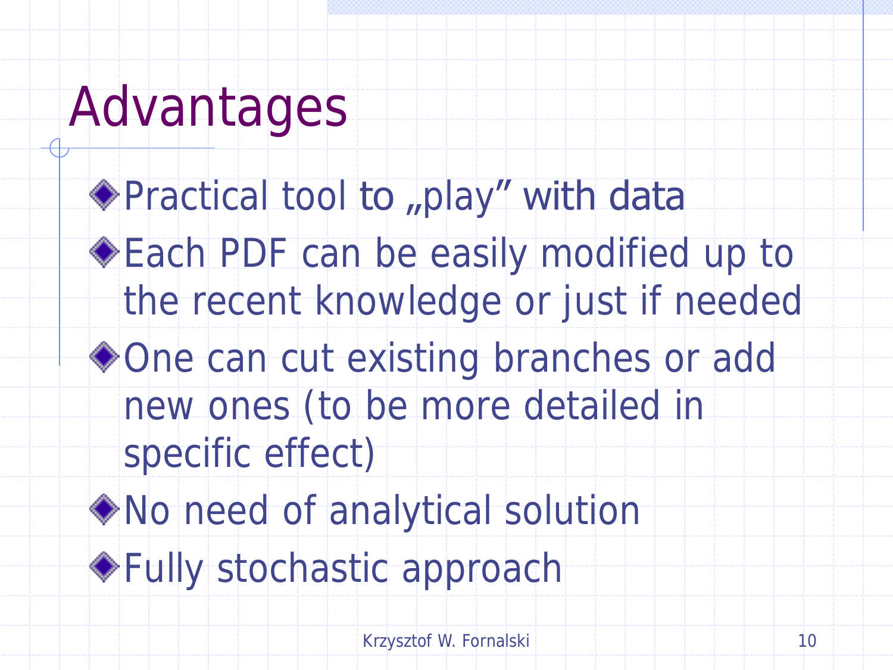# Advantages

- Practical tool to „play" with data
- Each PDF can be easily modified up to the recent knowledge or just if needed
- One can cut existing branches or add new ones (to be more detailed in specific effect)
- No need of analytical solution
- Fully stochastic approach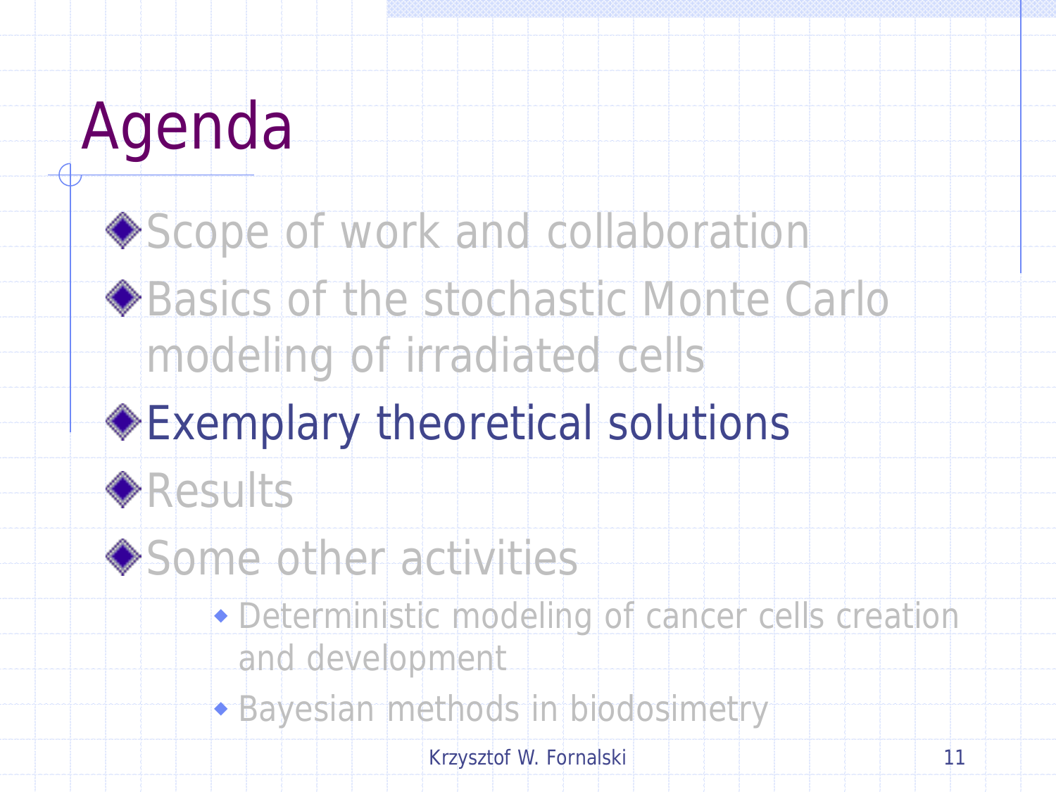# Agenda

- Scope of work and collaboration
- Basics of the stochastic Monte Carlo modeling of irradiated cells
- Exemplary theoretical solutions
- Results
- Some other activities
  - Deterministic modeling of cancer cells creation and development
  - Bayesian methods in biodosimetry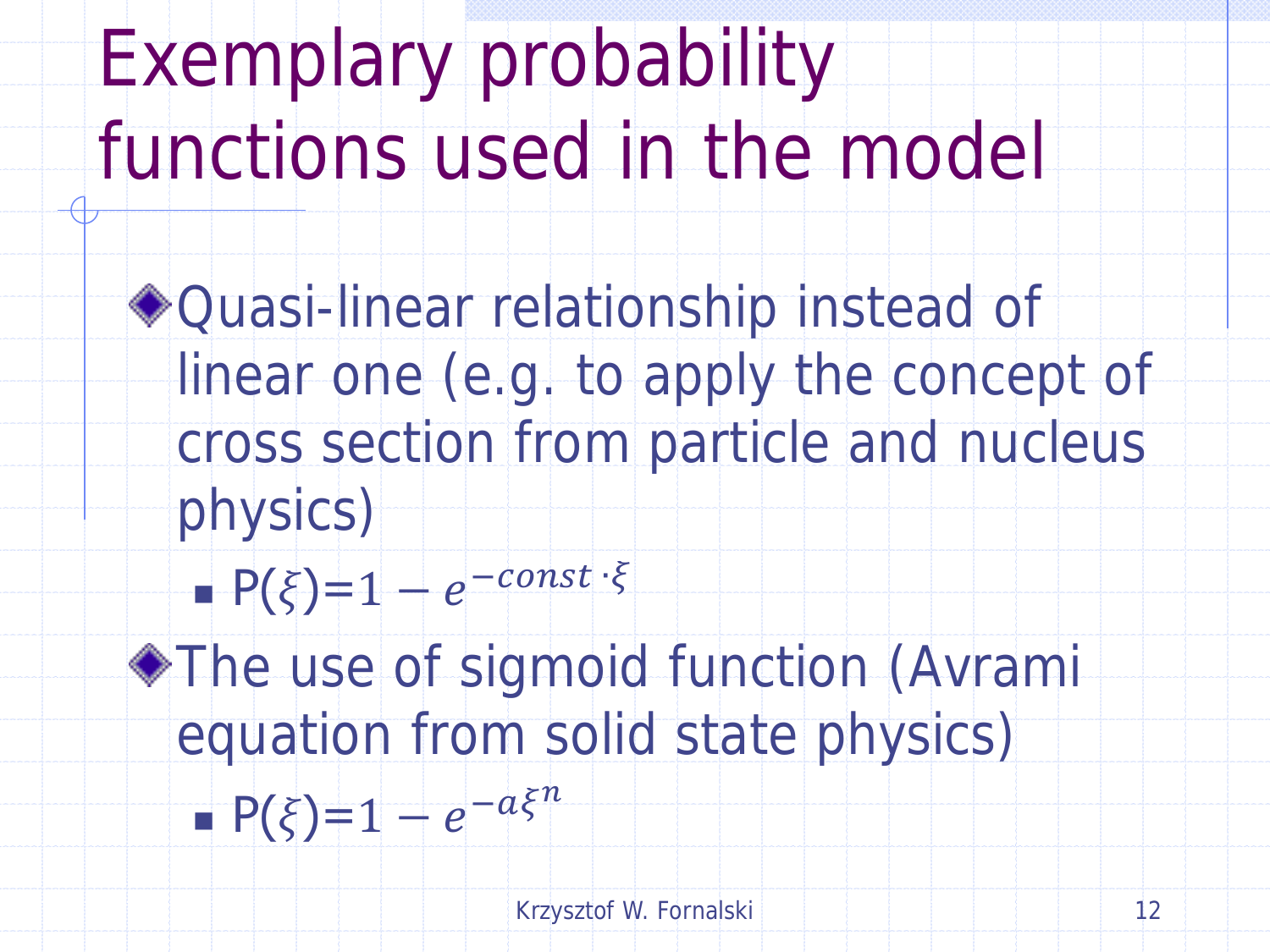# Exemplary probability functions used in the model

- Quasi-linear relationship instead of linear one (e.g. to apply the concept of cross section from particle and nucleus physics)
  - $P(\xi) = 1 - e^{-const \cdot \xi}$
- The use of sigmoid function (Avrami equation from solid state physics)
  - $P(\xi) = 1 - e^{-a\xi^n}$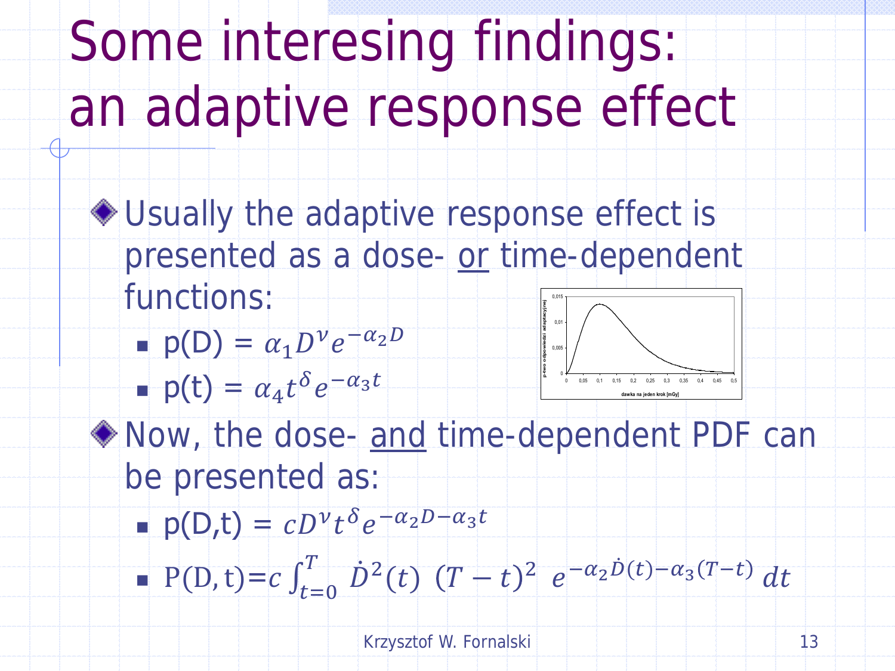# Some interesing findings: an adaptive response effect

- Usually the adaptive response effect is presented as a dose- or time-dependent functions:
  - p(D) = $\alpha_1 D^{\nu} e^{-\alpha_2 D}$
  - p(t) = $\alpha_4 t^{\delta} e^{-\alpha_3 t}$
- Now, the dose- and time-dependent PDF can be presented as:
  - p(D,t) = $c D^{\nu} t^{\delta} e^{-\alpha_2 D - \alpha_3 t}$
  - $\mathrm{P(D,t)} = c \int_{t=0}^{T} \dot{D}^2(t)\ (T-t)^2\ e^{-\alpha_2 \dot{D}(t) - \alpha_3 (T-t)}\, dt$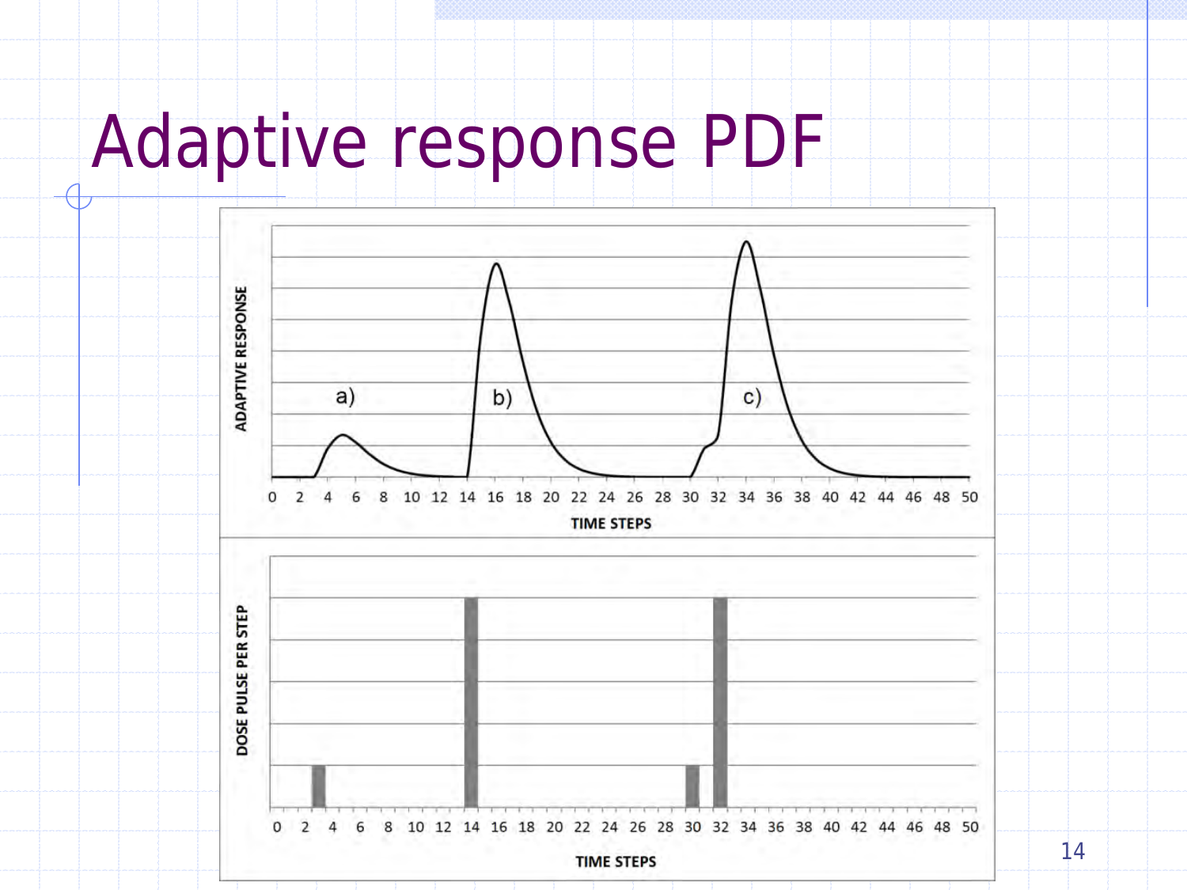# Adaptive response PDF

ADAPTIVE RESPONSE

a) b) c)

0 2 4 6 8 10 12 14 16 18 20 22 24 26 28 30 32 34 36 38 40 42 44 46 48 50

TIME STEPS

DOSE PULSE PER STEP

0 2 4 6 8 10 12 14 16 18 20 22 24 26 28 30 32 34 36 38 40 42 44 46 48 50

TIME STEPS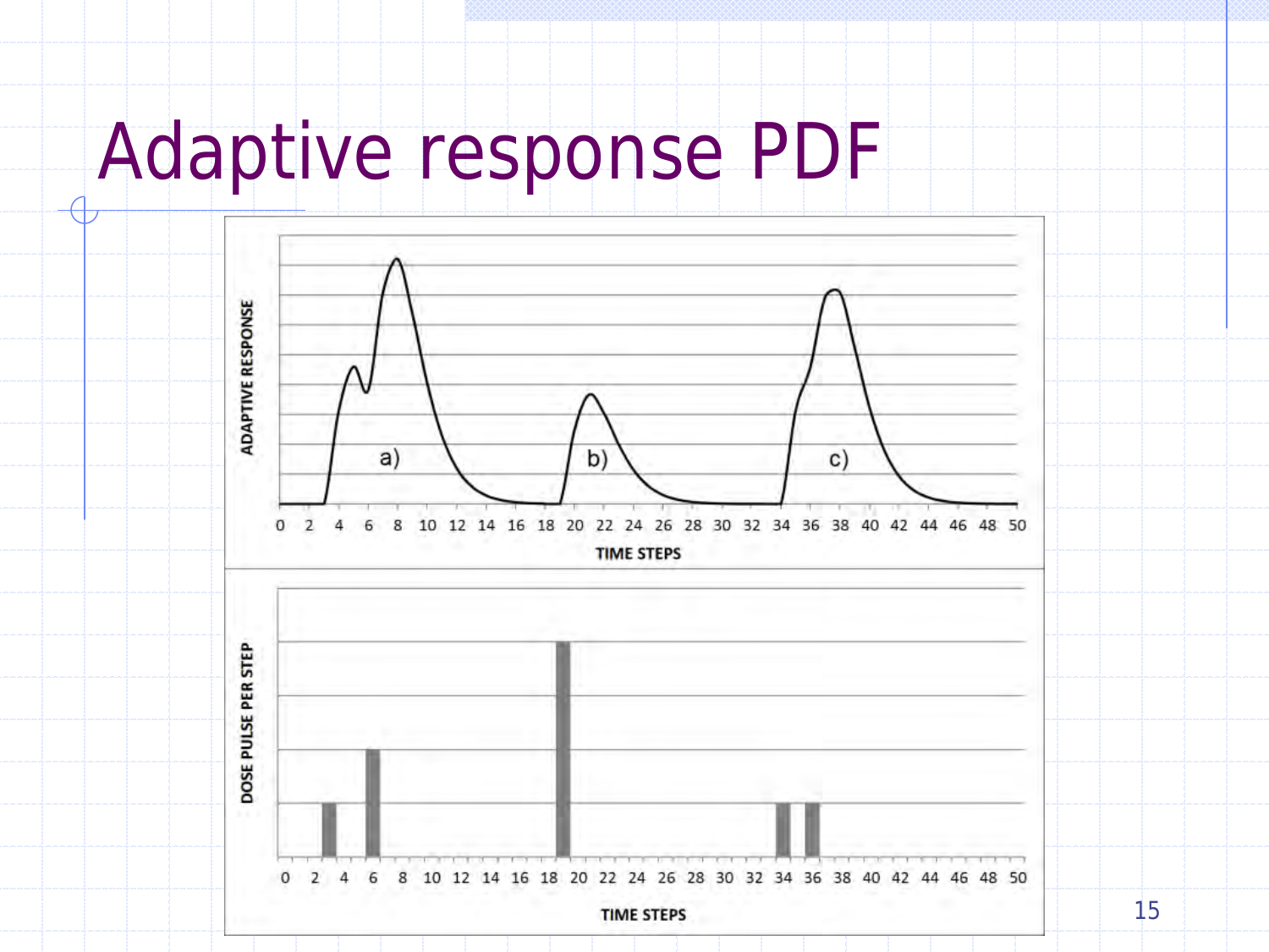# Adaptive response PDF

ADAPTIVE RESPONSE

a) b) c)

0 2 4 6 8 10 12 14 16 18 20 22 24 26 28 30 32 34 36 38 40 42 44 46 48 50

TIME STEPS

DOSE PULSE PER STEP

0 2 4 6 8 10 12 14 16 18 20 22 24 26 28 30 32 34 36 38 40 42 44 46 48 50

TIME STEPS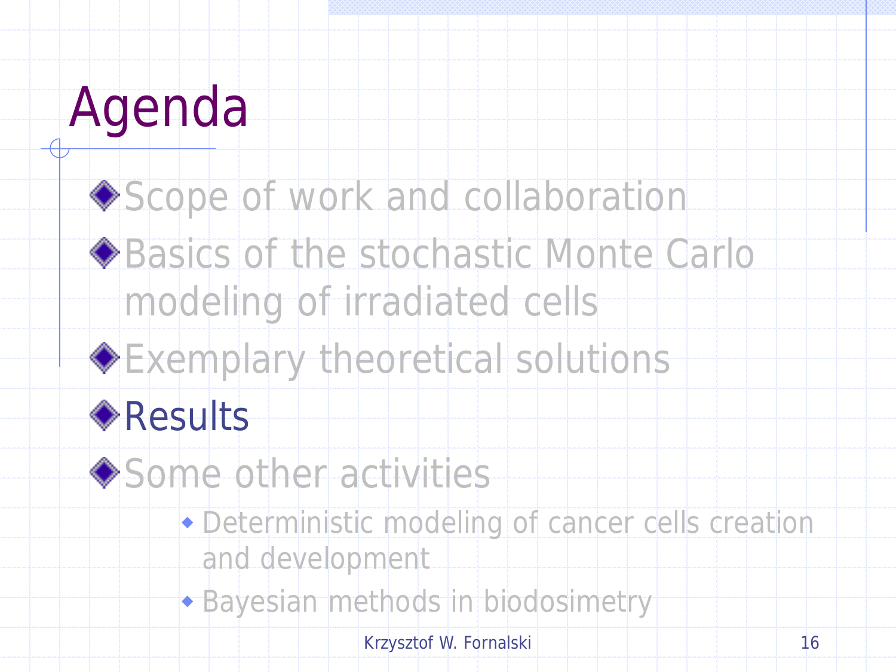# Agenda

- Scope of work and collaboration
- Basics of the stochastic Monte Carlo modeling of irradiated cells
- Exemplary theoretical solutions
- Results
- Some other activities
  - Deterministic modeling of cancer cells creation and development
  - Bayesian methods in biodosimetry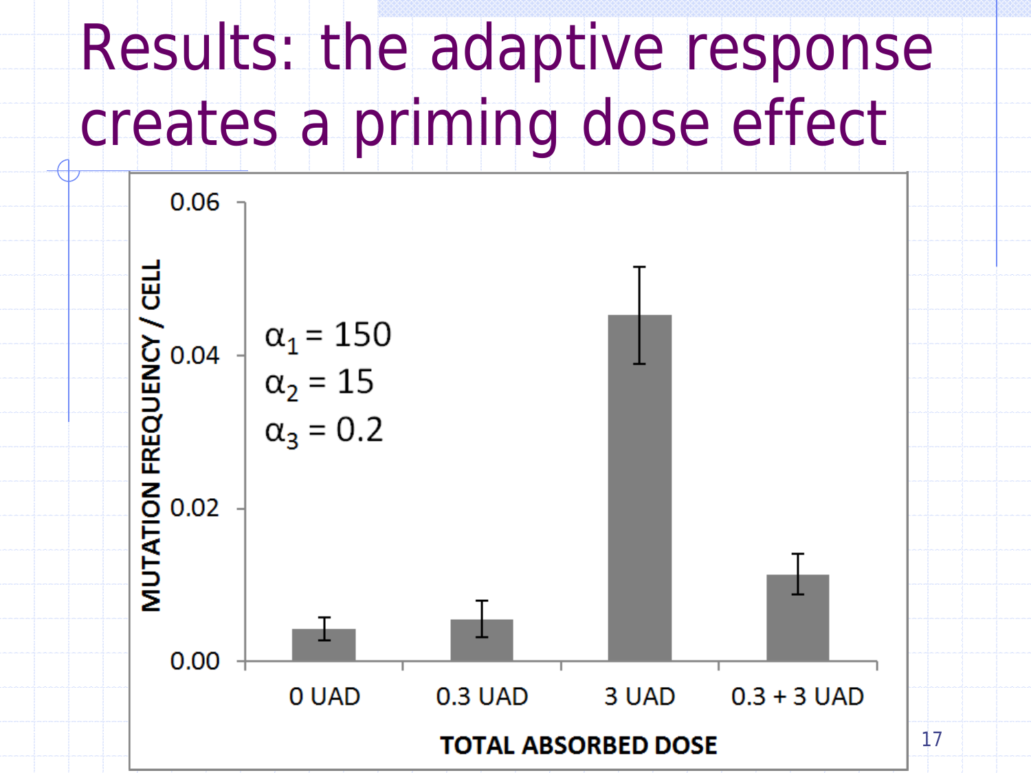# Results: the adaptive response creates a priming dose effect

$\alpha_1 = 150$
$\alpha_2 = 15$
$\alpha_3 = 0.2$

MUTATION FREQUENCY / CELL

0.06
0.04
0.02
0.00

0 UAD
0.3 UAD
3 UAD
0.3 + 3 UAD

TOTAL ABSORBED DOSE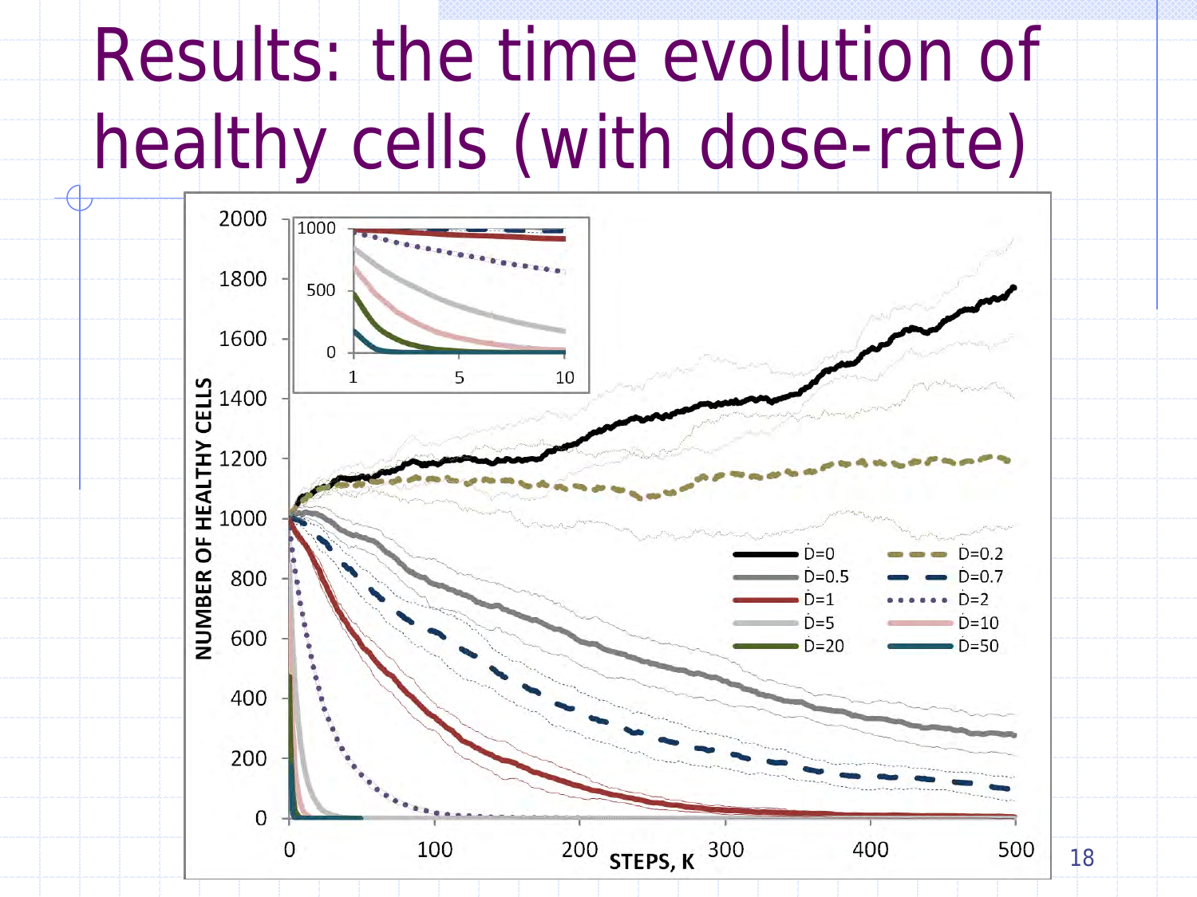# Results: the time evolution of healthy cells (with dose-rate)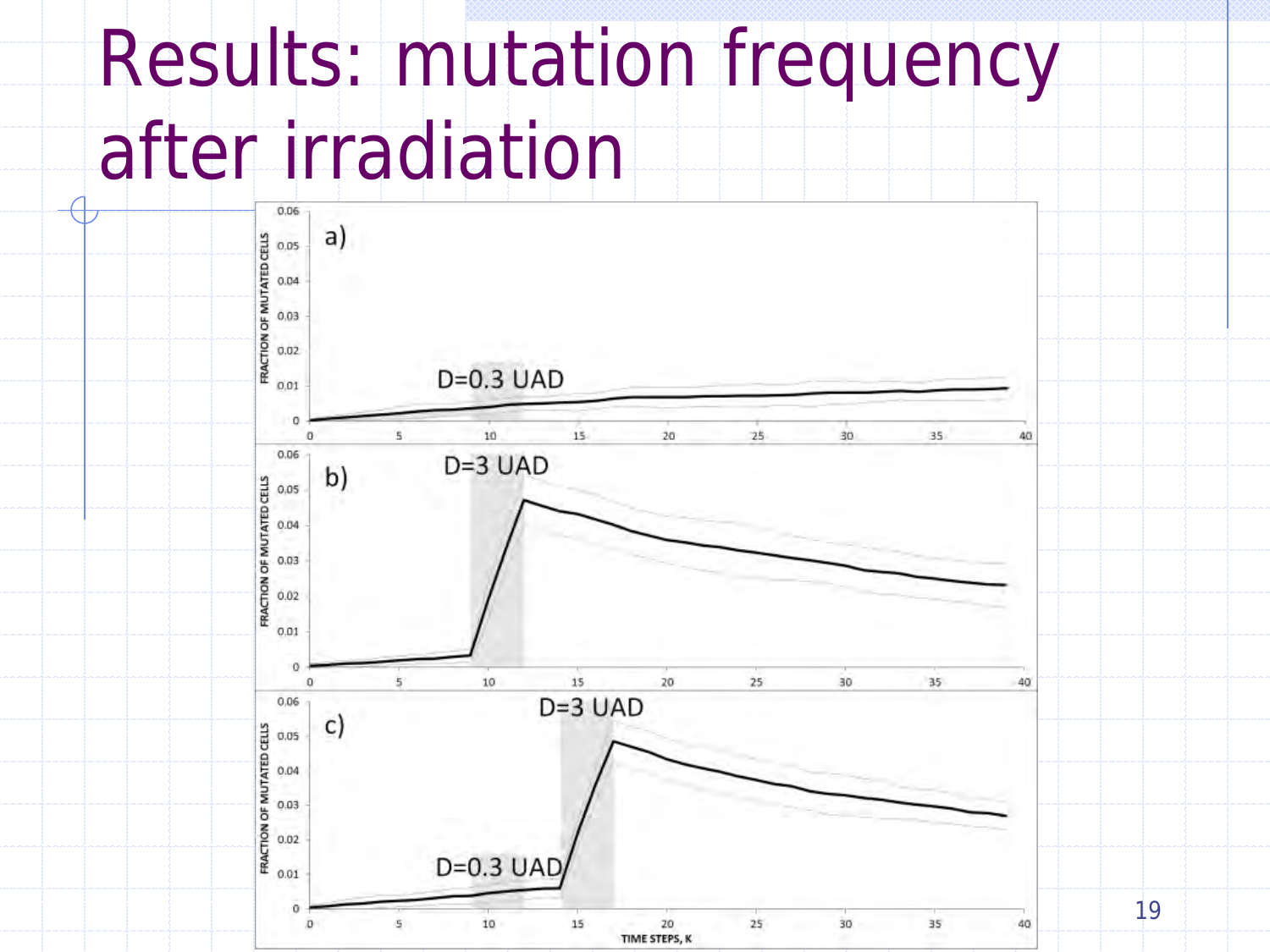# Results: mutation frequency after irradiation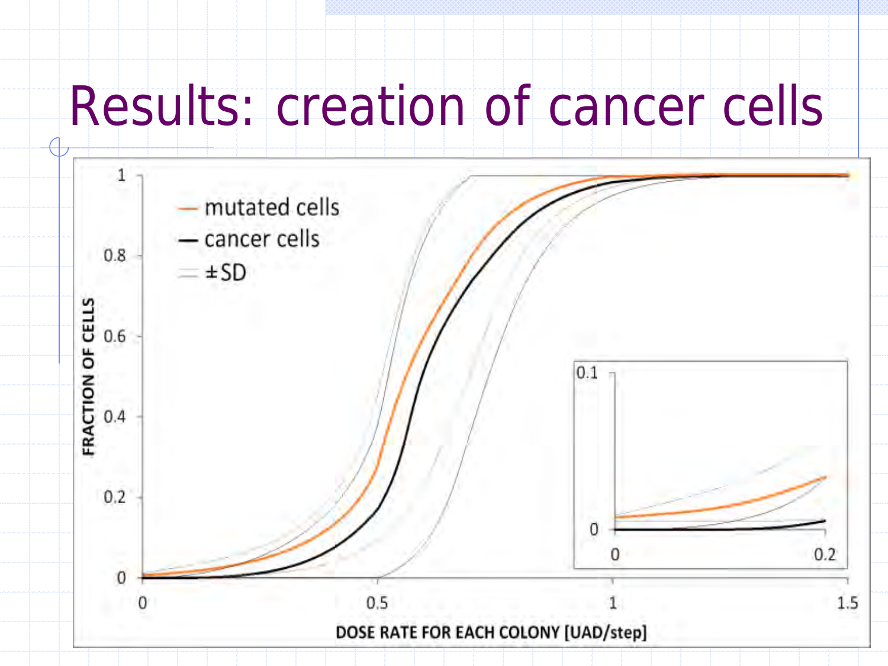# Results: creation of cancer cells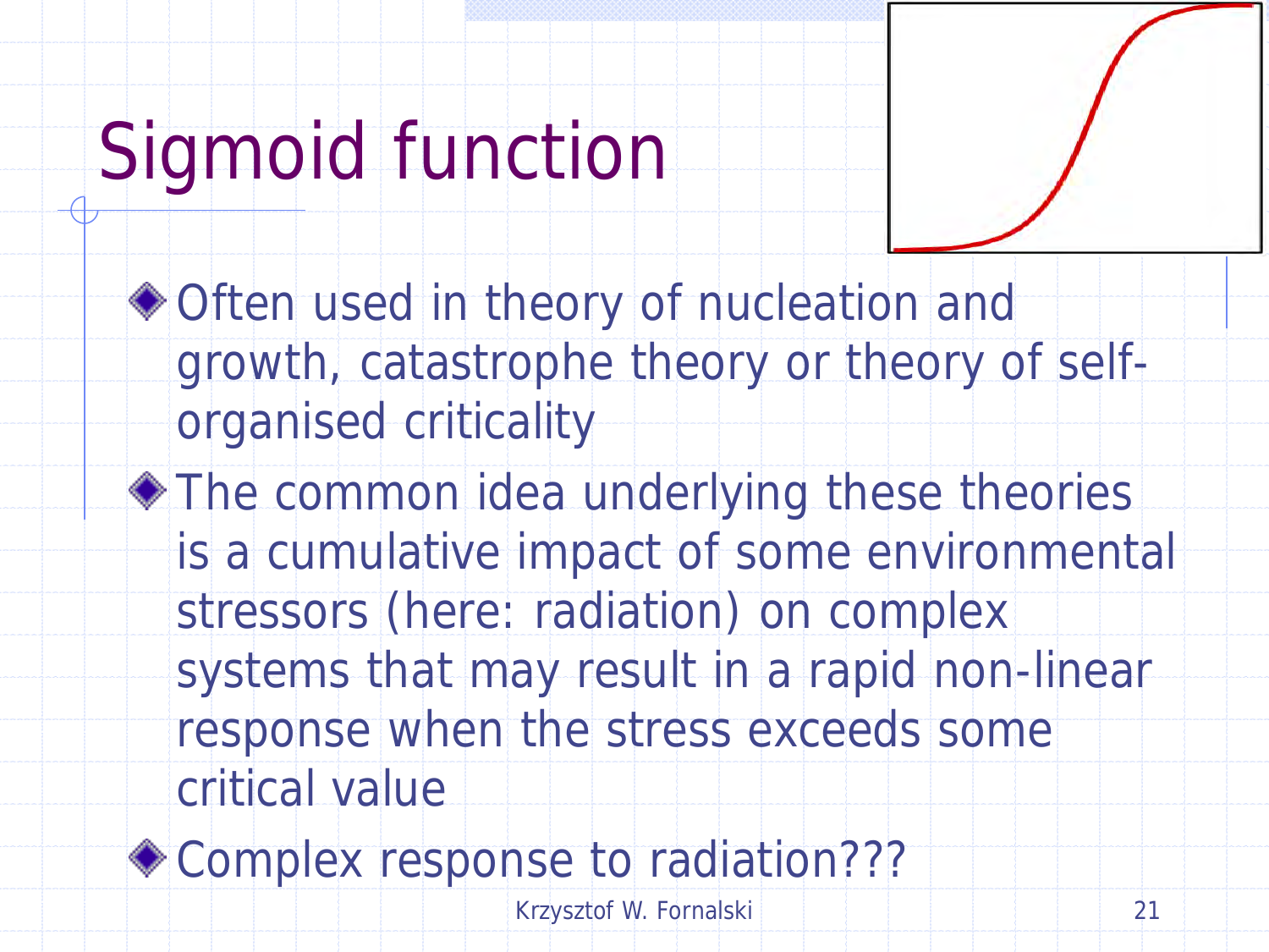# Sigmoid function

- Often used in theory of nucleation and growth, catastrophe theory or theory of self-organised criticality
- The common idea underlying these theories is a cumulative impact of some environmental stressors (here: radiation) on complex systems that may result in a rapid non-linear response when the stress exceeds some critical value
- Complex response to radiation???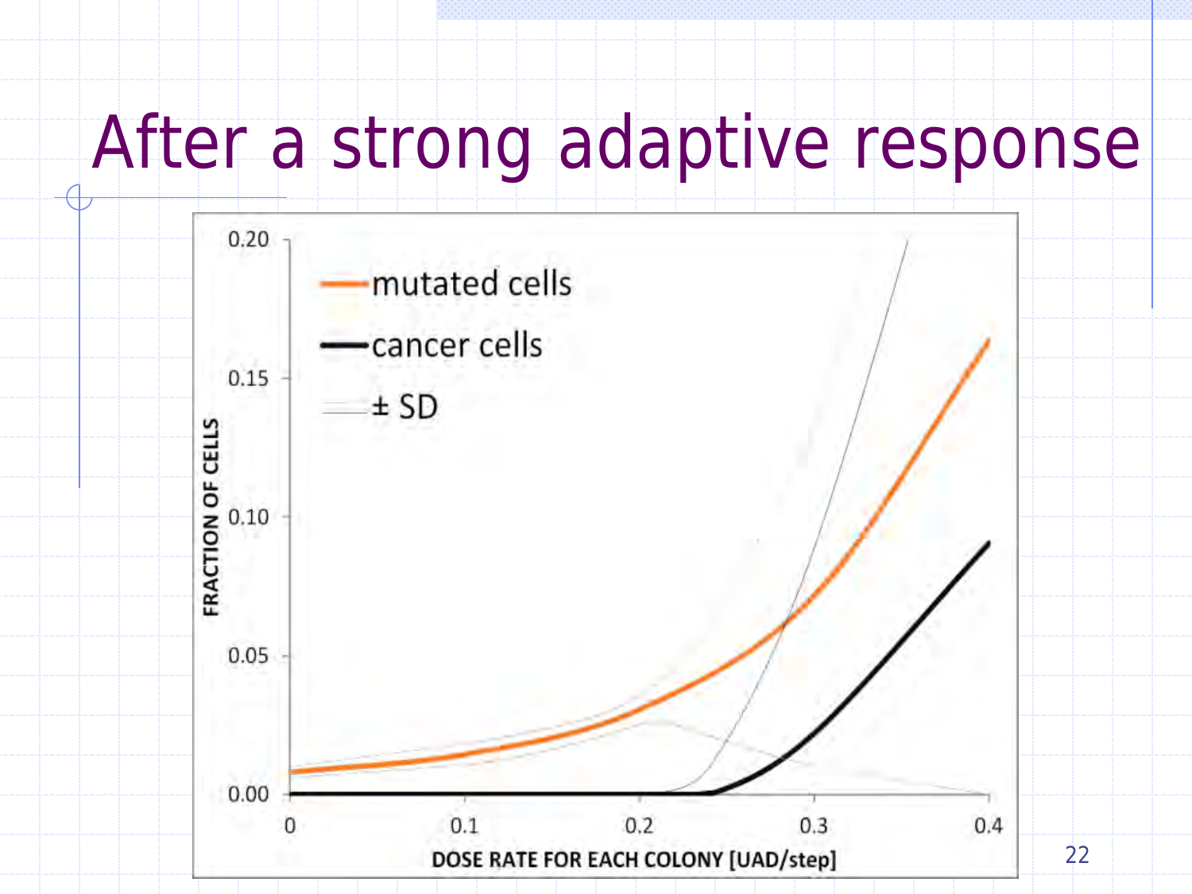# After a strong adaptive response

FRACTION OF CELLS

0.20

0.15

0.10

0.05

0.00

mutated cells

cancer cells

± SD

0 0.1 0.2 0.3 0.4

DOSE RATE FOR EACH COLONY [UAD/step]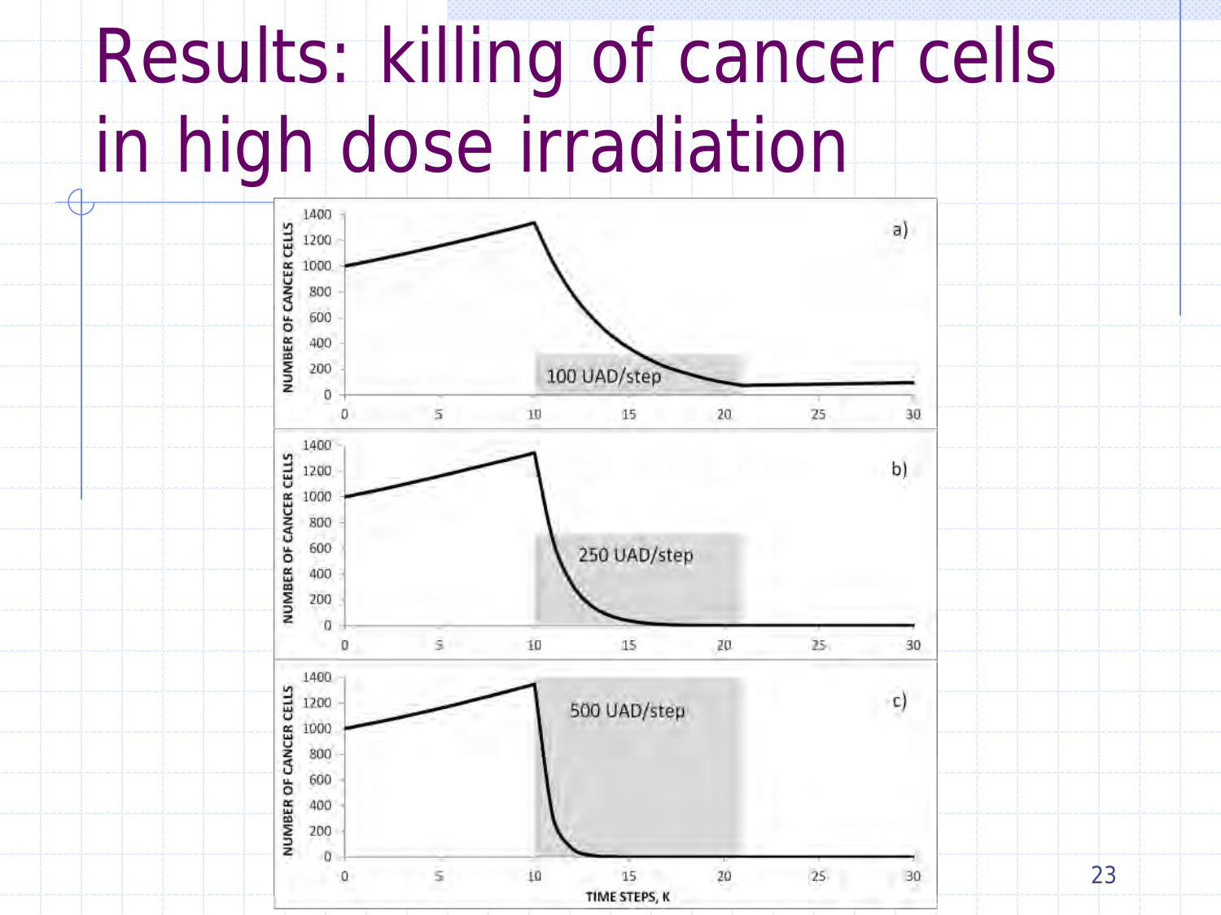# Results: killing of cancer cells in high dose irradiation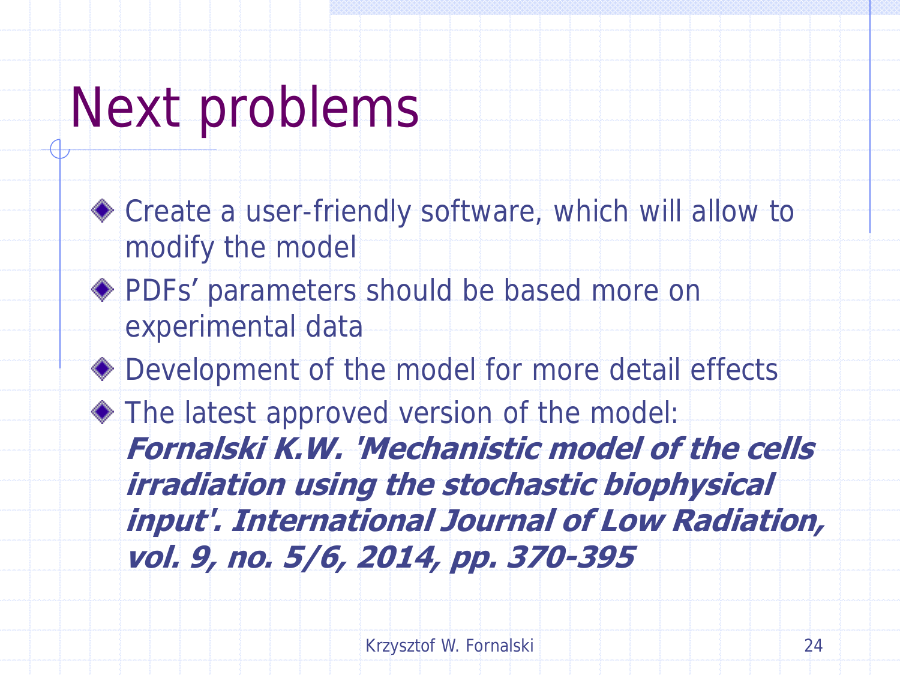# Next problems

- Create a user-friendly software, which will allow to modify the model
- PDFs' parameters should be based more on experimental data
- Development of the model for more detail effects
- The latest approved version of the model: ***Fornalski K.W. 'Mechanistic model of the cells irradiation using the stochastic biophysical input'. International Journal of Low Radiation, vol. 9, no. 5/6, 2014, pp. 370-395***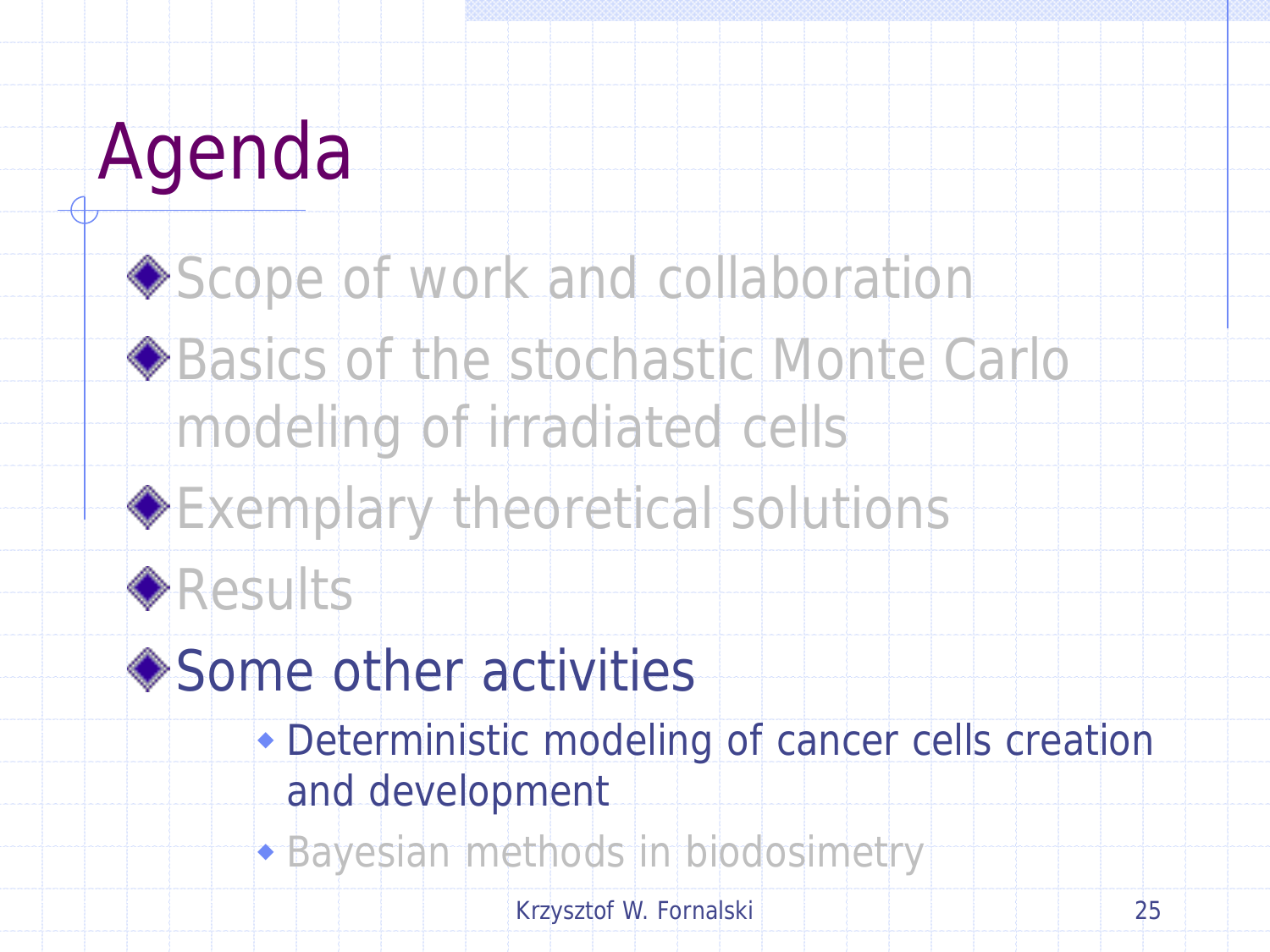# Agenda

- Scope of work and collaboration
- Basics of the stochastic Monte Carlo modeling of irradiated cells
- Exemplary theoretical solutions
- Results
- Some other activities
  - Deterministic modeling of cancer cells creation and development
  - Bayesian methods in biodosimetry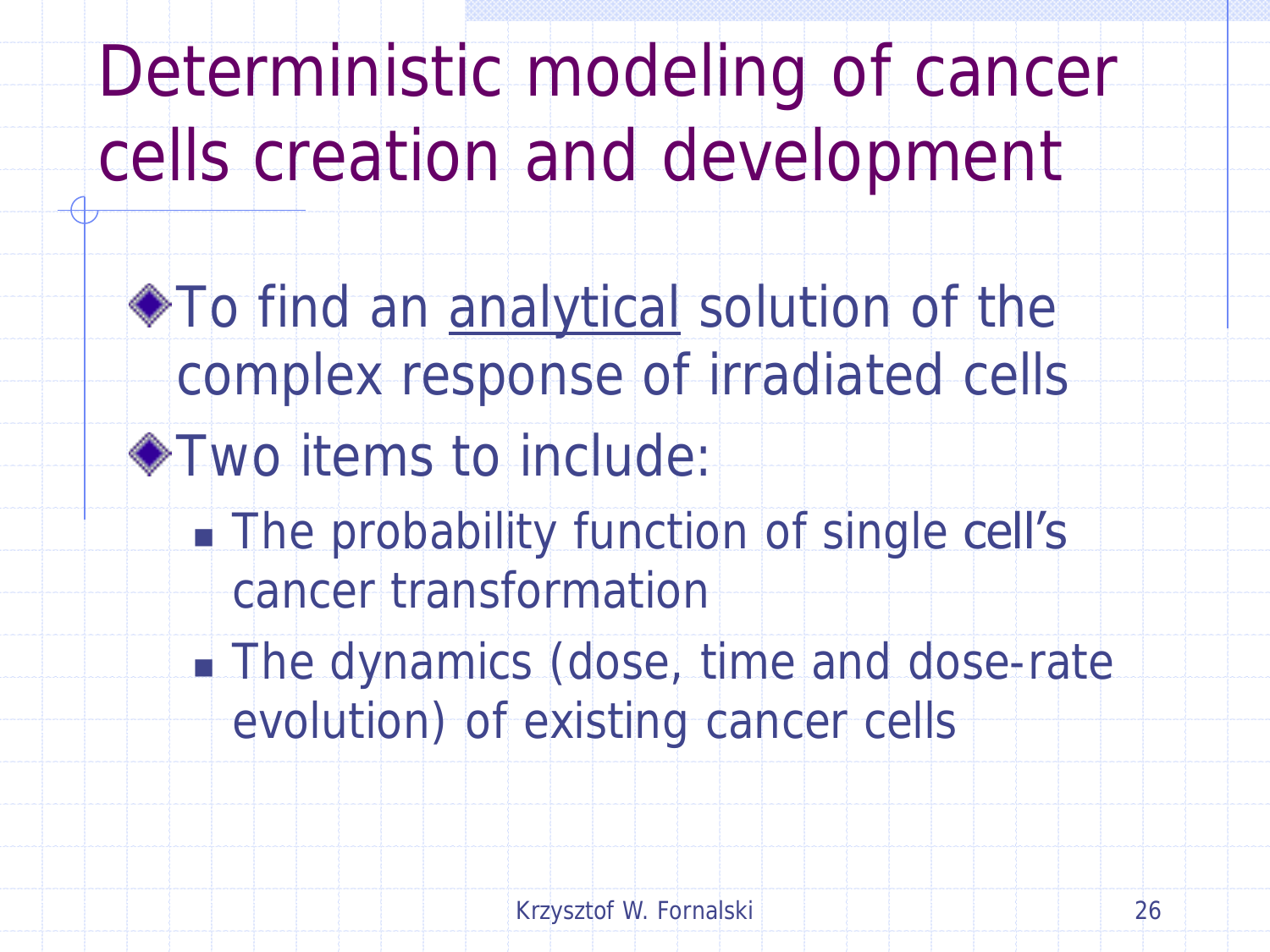# Deterministic modeling of cancer cells creation and development

- To find an analytical solution of the complex response of irradiated cells
- Two items to include:
  - The probability function of single cell's cancer transformation
  - The dynamics (dose, time and dose-rate evolution) of existing cancer cells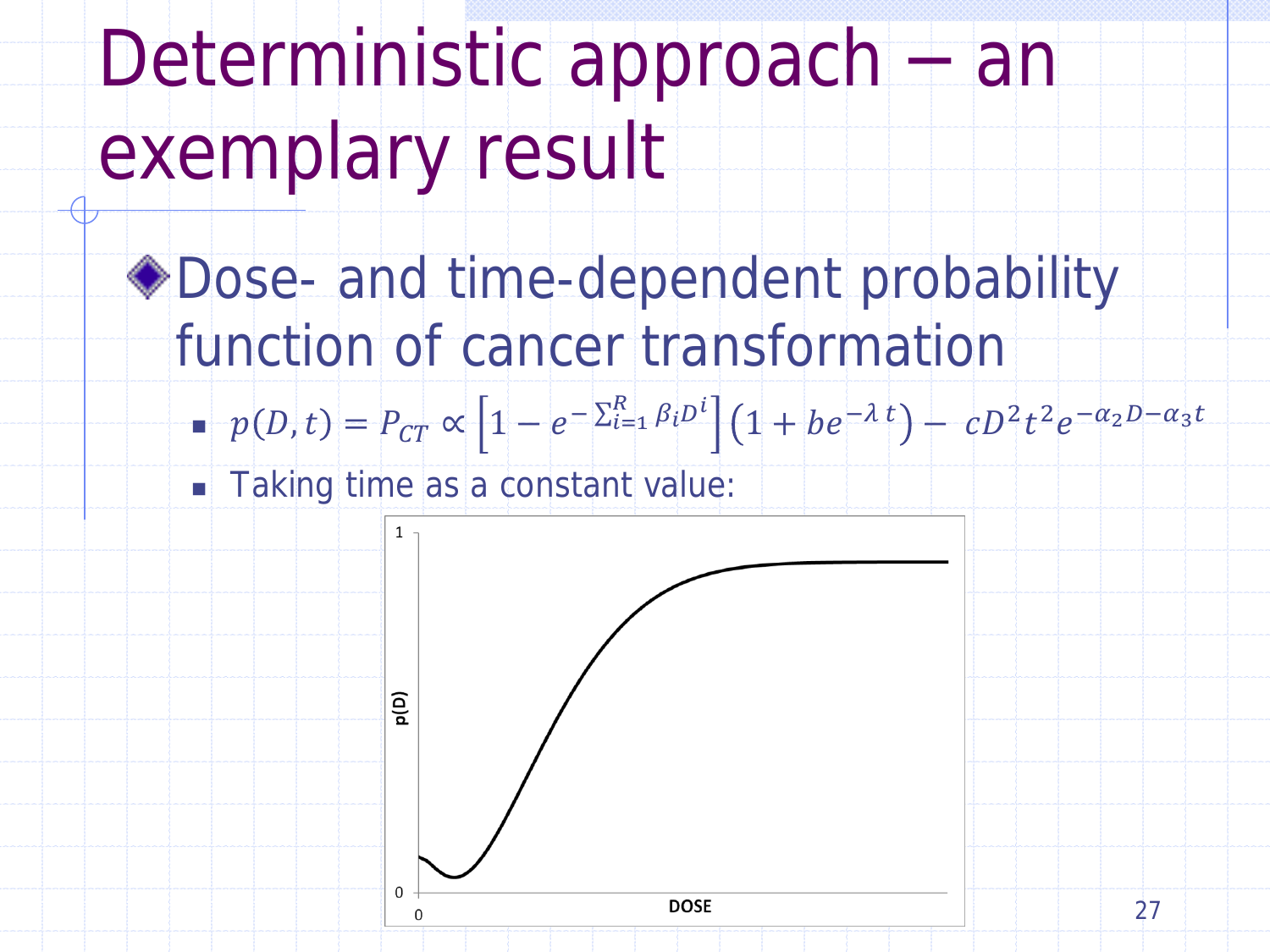# Deterministic approach – an exemplary result

- Dose- and time-dependent probability function of cancer transformation
  - $p(D,t) = P_{CT} \propto \left[1 - e^{-\sum_{i=1}^{R} \beta_i D^i}\right]\left(1 + be^{-\lambda\, t}\right) - \; cD^2 t^2 e^{-\alpha_2 D - \alpha_3 t}$
  - Taking time as a constant value: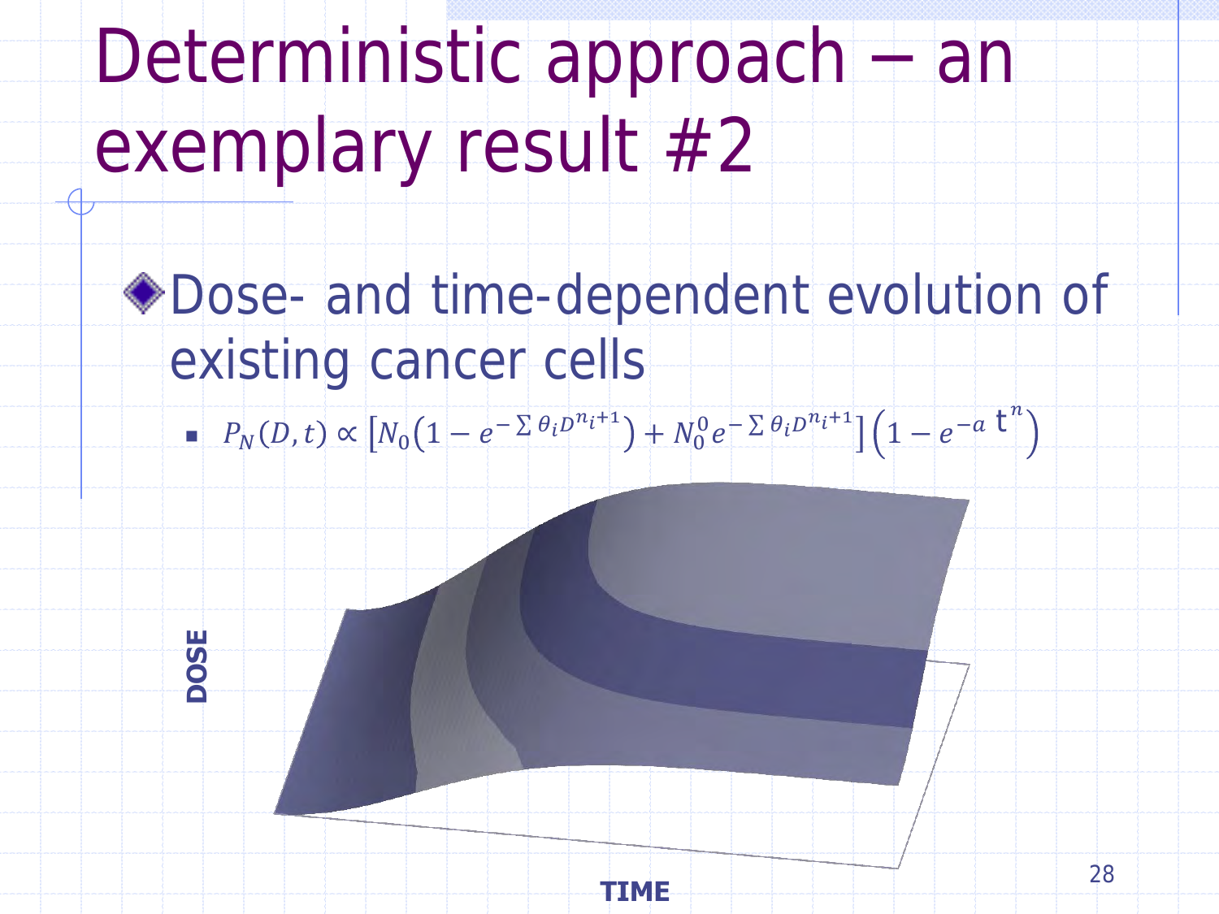# Deterministic approach – an exemplary result #2

- Dose- and time-dependent evolution of existing cancer cells
  - $P_N(D,t) \propto \left[N_0\left(1 - e^{-\sum \theta_i D^{n_i+1}}\right) + N_0^0 e^{-\sum \theta_i D^{n_i+1}}\right]\left(1 - e^{-a\, t^n}\right)$

DOSE

TIME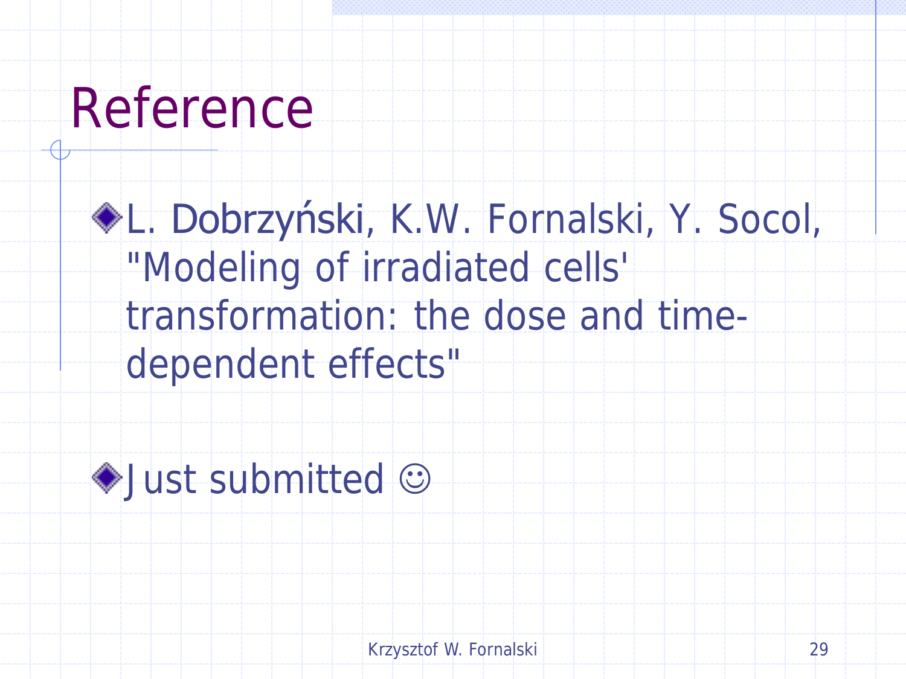# Reference

- L. Dobrzyński, K.W. Fornalski, Y. Socol, "Modeling of irradiated cells' transformation: the dose and time-dependent effects"

- Just submitted ☺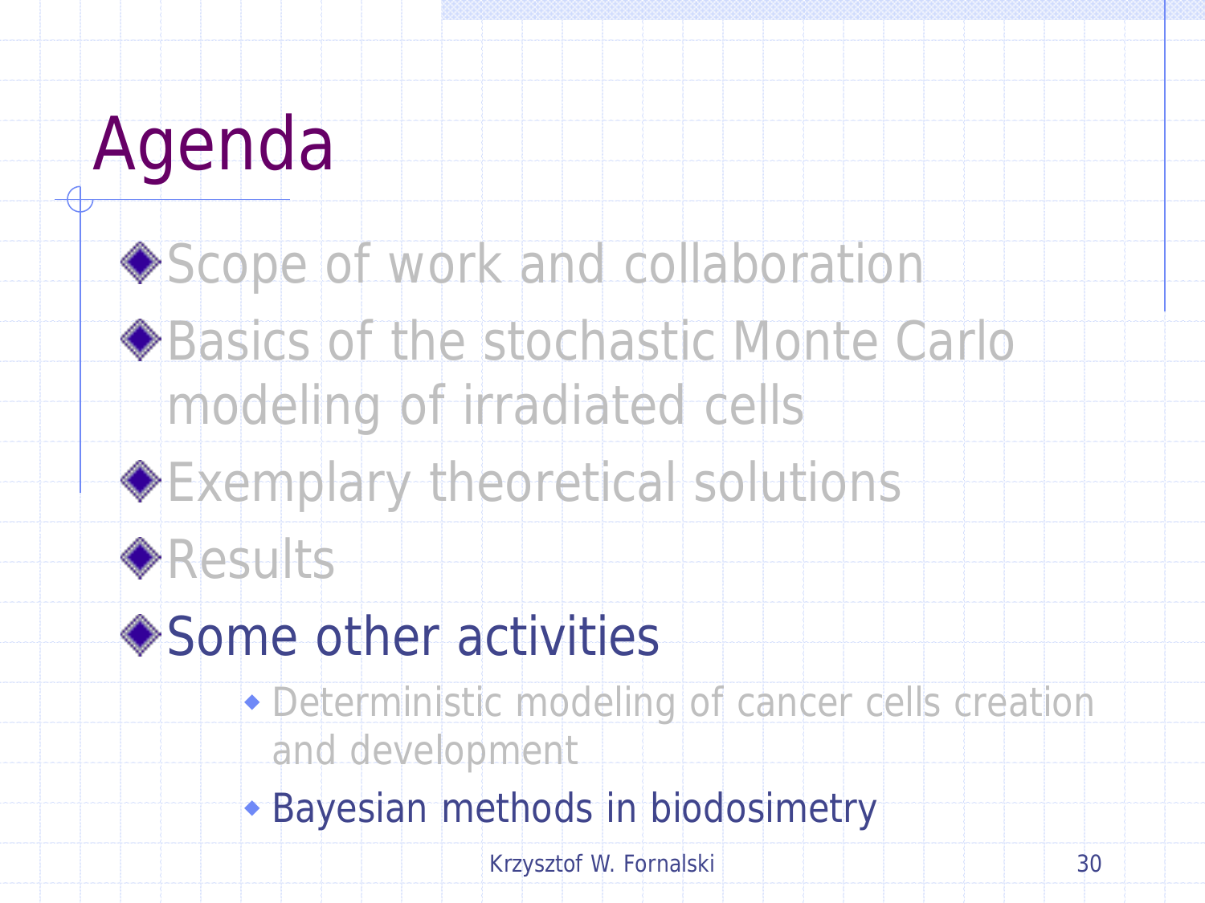# Agenda

- Scope of work and collaboration
- Basics of the stochastic Monte Carlo modeling of irradiated cells
- Exemplary theoretical solutions
- Results
- Some other activities
  - Deterministic modeling of cancer cells creation and development
  - Bayesian methods in biodosimetry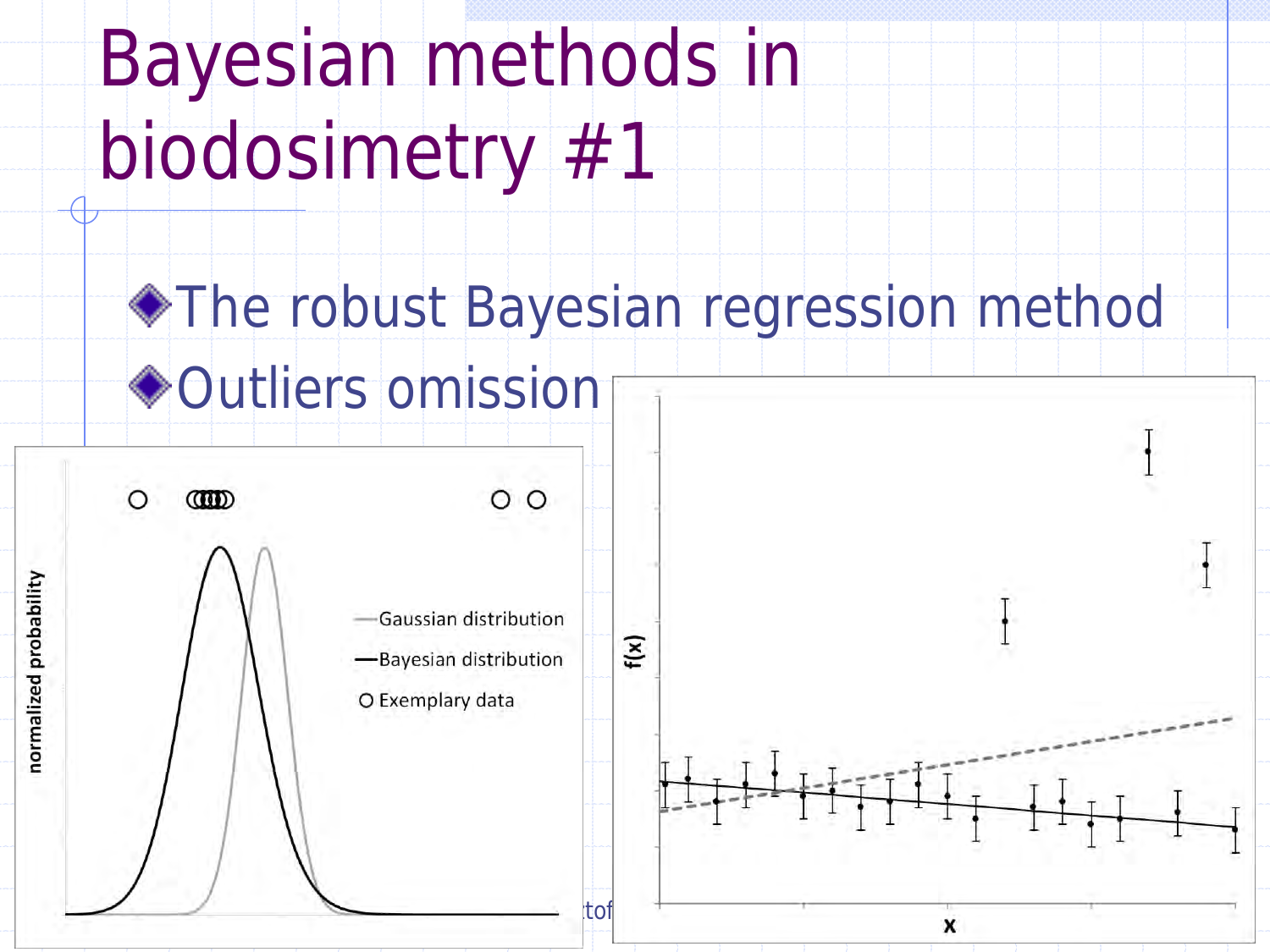# Bayesian methods in biodosimetry #1

- The robust Bayesian regression method
- Outliers omission

normalized probability

Gaussian distribution

Bayesian distribution

Exemplary data

f(x)

x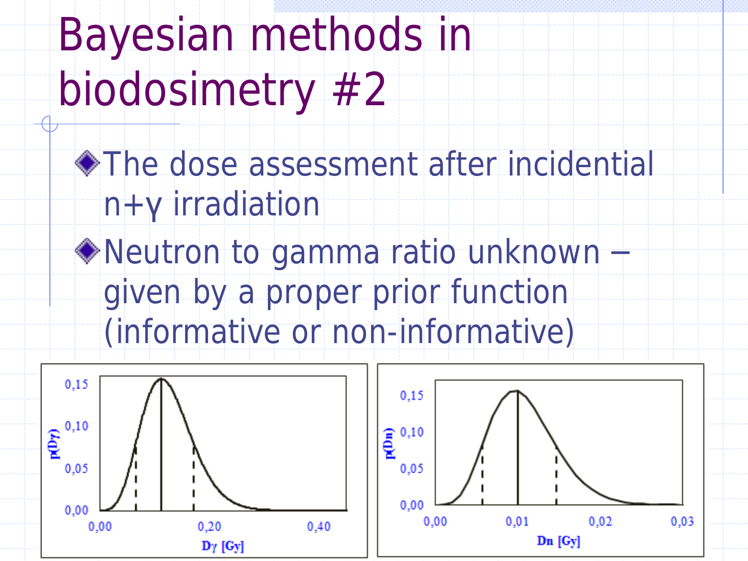# Bayesian methods in biodosimetry #2

- The dose assessment after incidential n+γ irradiation
- Neutron to gamma ratio unknown – given by a proper prior function (informative or non-informative)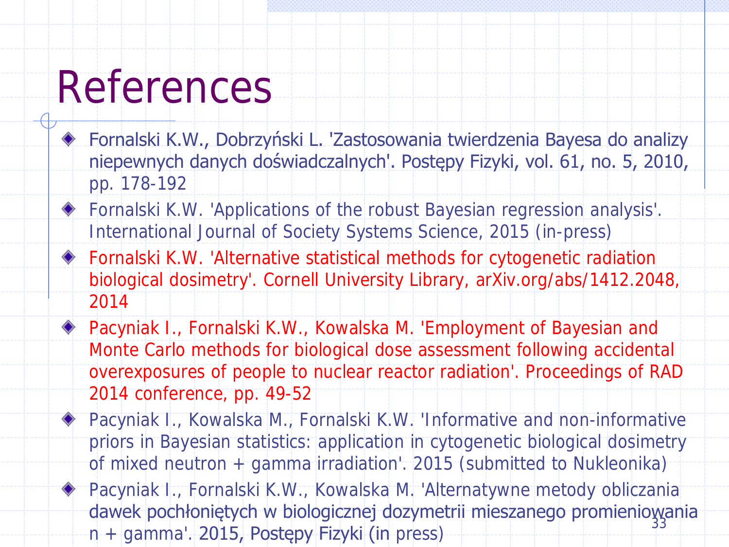# References

- Fornalski K.W., Dobrzyński L. 'Zastosowania twierdzenia Bayesa do analizy niepewnych danych doświadczalnych'. Postępy Fizyki, vol. 61, no. 5, 2010, pp. 178-192
- Fornalski K.W. 'Applications of the robust Bayesian regression analysis'. International Journal of Society Systems Science, 2015 (in-press)
- Fornalski K.W. 'Alternative statistical methods for cytogenetic radiation biological dosimetry'. Cornell University Library, arXiv.org/abs/1412.2048, 2014
- Pacyniak I., Fornalski K.W., Kowalska M. 'Employment of Bayesian and Monte Carlo methods for biological dose assessment following accidental overexposures of people to nuclear reactor radiation'. Proceedings of RAD 2014 conference, pp. 49-52
- Pacyniak I., Kowalska M., Fornalski K.W. 'Informative and non-informative priors in Bayesian statistics: application in cytogenetic biological dosimetry of mixed neutron + gamma irradiation'. 2015 (submitted to Nukleonika)
- Pacyniak I., Fornalski K.W., Kowalska M. 'Alternatywne metody obliczania dawek pochłoniętych w biologicznej dozymetrii mieszanego promieniowania n + gamma'. 2015, Postępy Fizyki (in press)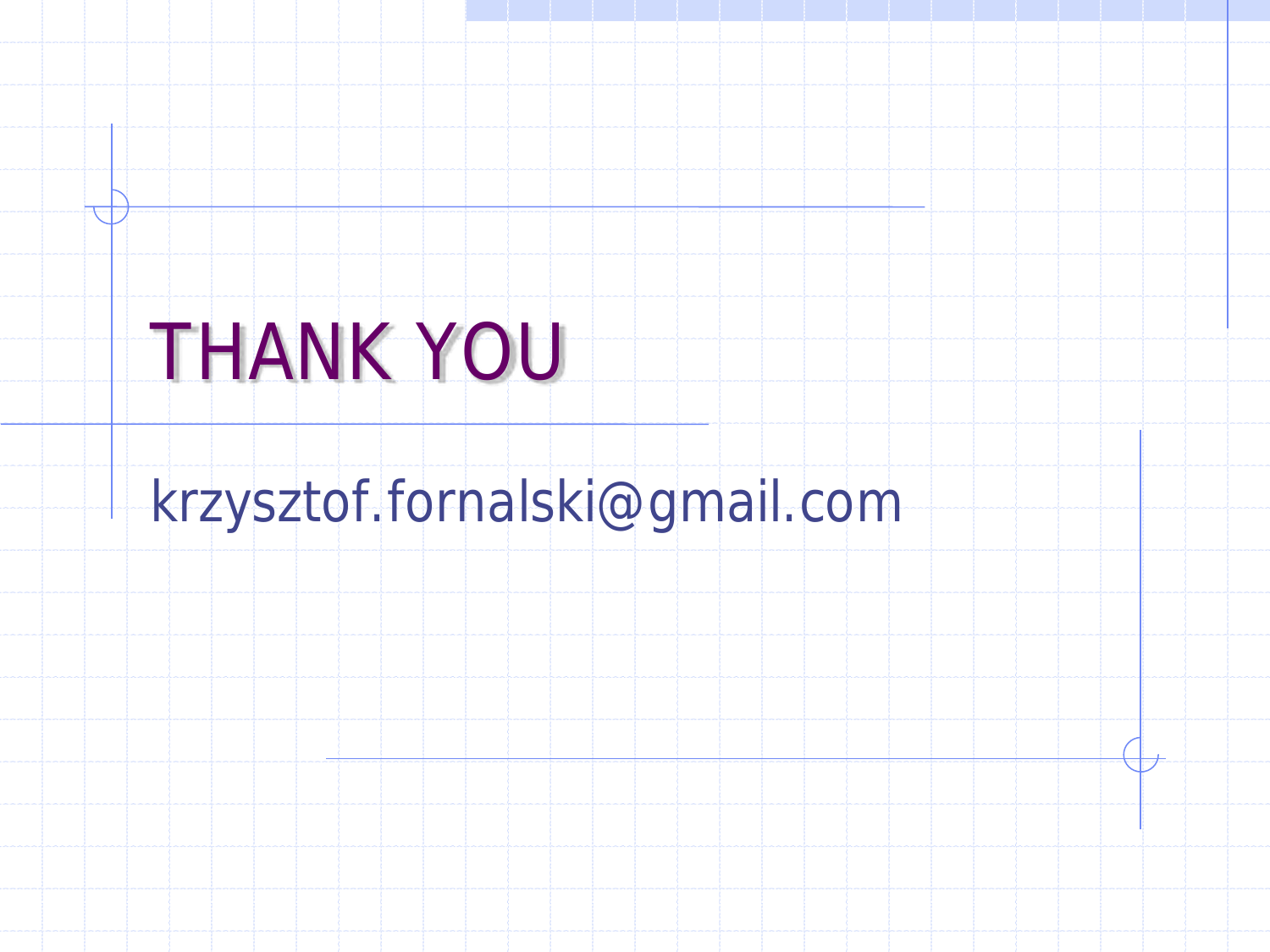# THANK YOU

krzysztof.fornalski@gmail.com